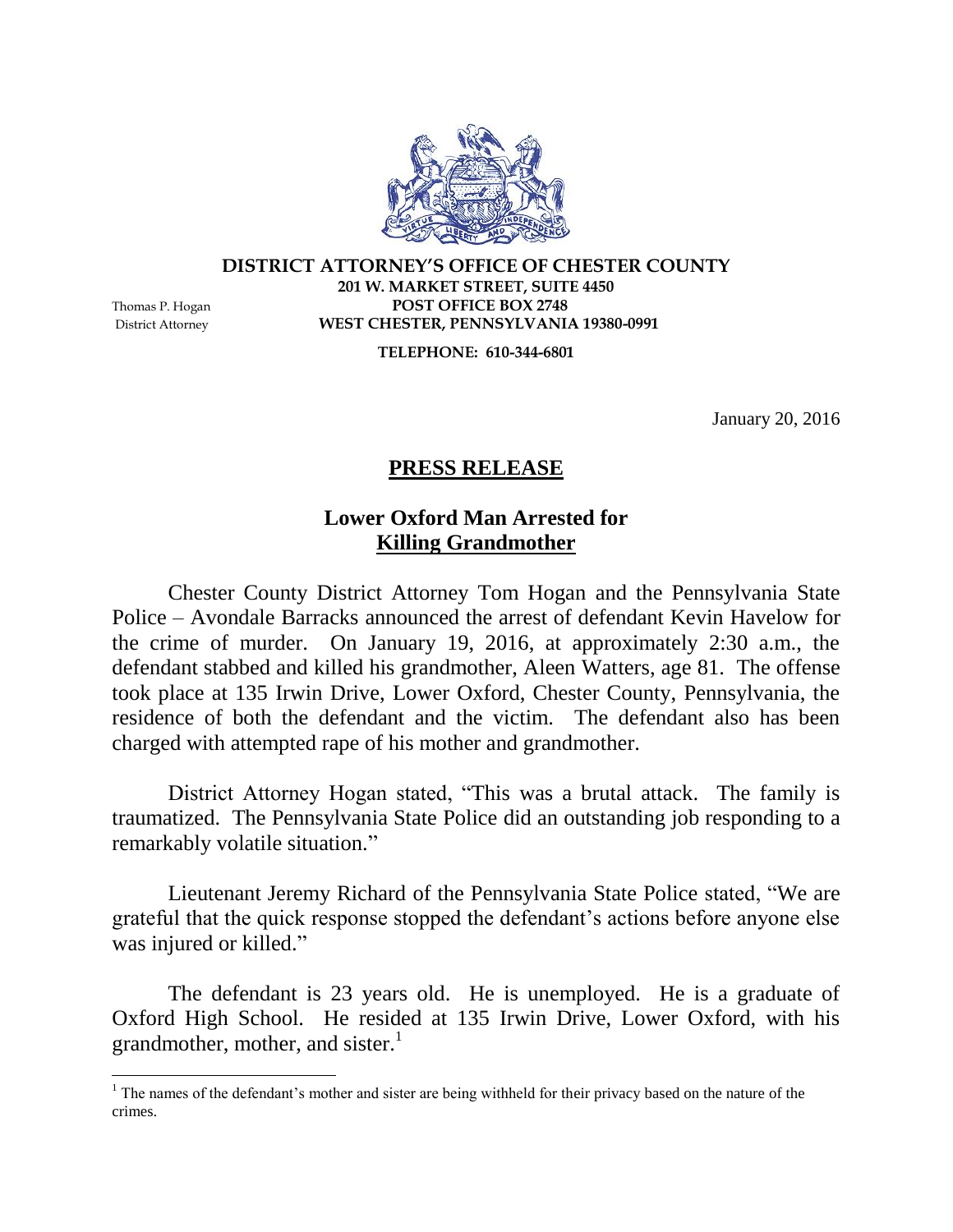**DISTRICT ATTORNEY'S OFFICE OF CHESTER COUNTY**
**201 W. MARKET STREET, SUITE 4450**
**POST OFFICE BOX 2748**
**WEST CHESTER, PENNSYLVANIA 19380-0991**

**TELEPHONE: 610-344-6801**

Thomas P. Hogan
District Attorney

January 20, 2016

# PRESS RELEASE

## Lower Oxford Man Arrested for Killing Grandmother

Chester County District Attorney Tom Hogan and the Pennsylvania State Police – Avondale Barracks announced the arrest of defendant Kevin Havelow for the crime of murder. On January 19, 2016, at approximately 2:30 a.m., the defendant stabbed and killed his grandmother, Aleen Watters, age 81. The offense took place at 135 Irwin Drive, Lower Oxford, Chester County, Pennsylvania, the residence of both the defendant and the victim. The defendant also has been charged with attempted rape of his mother and grandmother.

District Attorney Hogan stated, "This was a brutal attack. The family is traumatized. The Pennsylvania State Police did an outstanding job responding to a remarkably volatile situation."

Lieutenant Jeremy Richard of the Pennsylvania State Police stated, "We are grateful that the quick response stopped the defendant's actions before anyone else was injured or killed."

The defendant is 23 years old. He is unemployed. He is a graduate of Oxford High School. He resided at 135 Irwin Drive, Lower Oxford, with his grandmother, mother, and sister.[1]

[1] The names of the defendant's mother and sister are being withheld for their privacy based on the nature of the crimes.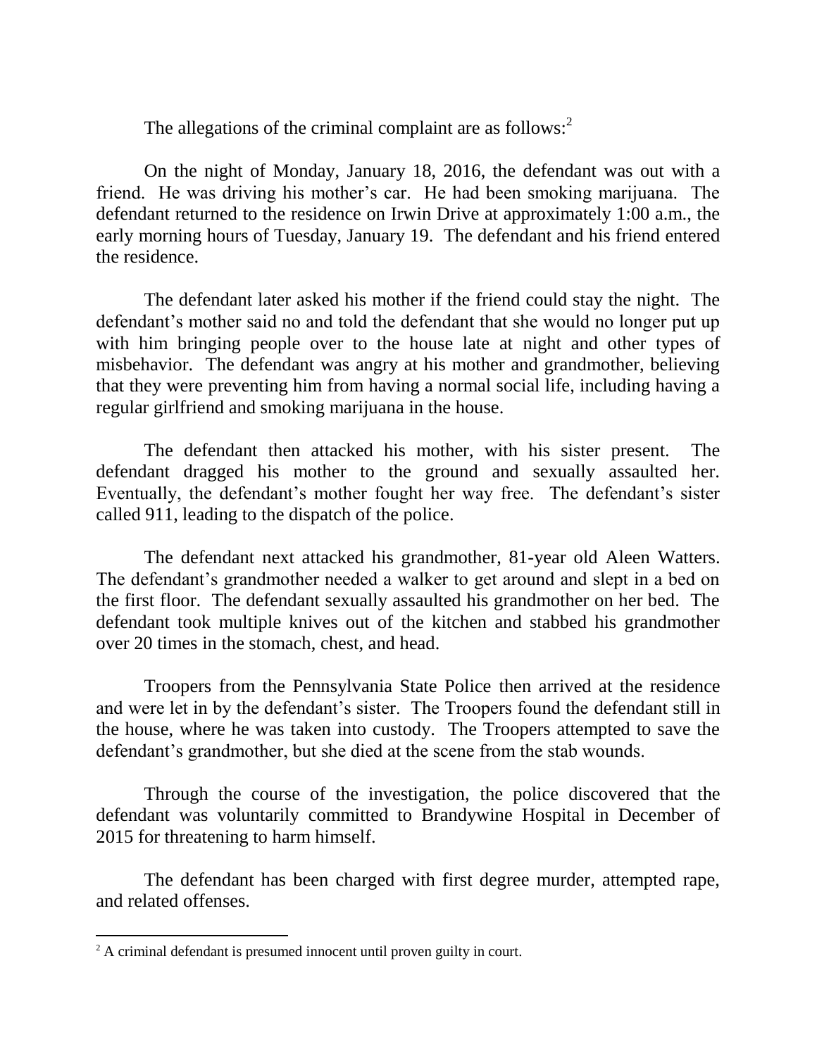The allegations of the criminal complaint are as follows:[2]

On the night of Monday, January 18, 2016, the defendant was out with a friend. He was driving his mother's car. He had been smoking marijuana. The defendant returned to the residence on Irwin Drive at approximately 1:00 a.m., the early morning hours of Tuesday, January 19. The defendant and his friend entered the residence.

The defendant later asked his mother if the friend could stay the night. The defendant's mother said no and told the defendant that she would no longer put up with him bringing people over to the house late at night and other types of misbehavior. The defendant was angry at his mother and grandmother, believing that they were preventing him from having a normal social life, including having a regular girlfriend and smoking marijuana in the house.

The defendant then attacked his mother, with his sister present. The defendant dragged his mother to the ground and sexually assaulted her. Eventually, the defendant's mother fought her way free. The defendant's sister called 911, leading to the dispatch of the police.

The defendant next attacked his grandmother, 81-year old Aleen Watters. The defendant's grandmother needed a walker to get around and slept in a bed on the first floor. The defendant sexually assaulted his grandmother on her bed. The defendant took multiple knives out of the kitchen and stabbed his grandmother over 20 times in the stomach, chest, and head.

Troopers from the Pennsylvania State Police then arrived at the residence and were let in by the defendant's sister. The Troopers found the defendant still in the house, where he was taken into custody. The Troopers attempted to save the defendant's grandmother, but she died at the scene from the stab wounds.

Through the course of the investigation, the police discovered that the defendant was voluntarily committed to Brandywine Hospital in December of 2015 for threatening to harm himself.

The defendant has been charged with first degree murder, attempted rape, and related offenses.

[2] A criminal defendant is presumed innocent until proven guilty in court.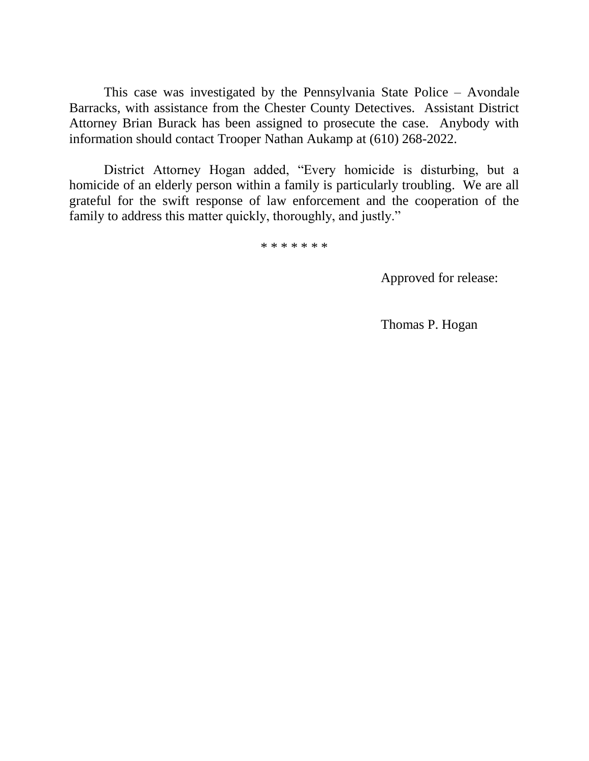This case was investigated by the Pennsylvania State Police – Avondale Barracks, with assistance from the Chester County Detectives. Assistant District Attorney Brian Burack has been assigned to prosecute the case. Anybody with information should contact Trooper Nathan Aukamp at (610) 268-2022.

District Attorney Hogan added, "Every homicide is disturbing, but a homicide of an elderly person within a family is particularly troubling. We are all grateful for the swift response of law enforcement and the cooperation of the family to address this matter quickly, thoroughly, and justly."

* * * * * * *

Approved for release:

Thomas P. Hogan